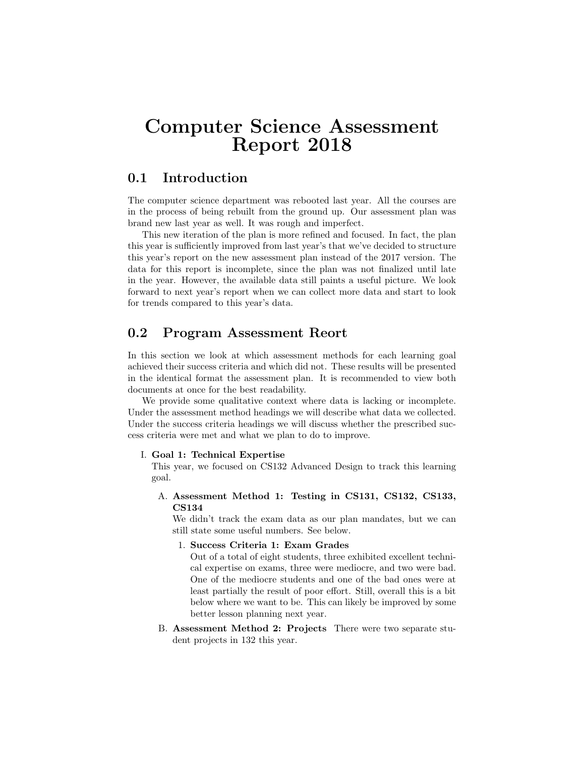# Computer Science Assessment Report 2018

## 0.1 Introduction

The computer science department was rebooted last year. All the courses are in the process of being rebuilt from the ground up. Our assessment plan was brand new last year as well. It was rough and imperfect.

This new iteration of the plan is more refined and focused. In fact, the plan this year is sufficiently improved from last year's that we've decided to structure this year's report on the new assessment plan instead of the 2017 version. The data for this report is incomplete, since the plan was not finalized until late in the year. However, the available data still paints a useful picture. We look forward to next year's report when we can collect more data and start to look for trends compared to this year's data.

## 0.2 Program Assessment Reort

In this section we look at which assessment methods for each learning goal achieved their success criteria and which did not. These results will be presented in the identical format the assessment plan. It is recommended to view both documents at once for the best readability.

We provide some qualitative context where data is lacking or incomplete. Under the assessment method headings we will describe what data we collected. Under the success criteria headings we will discuss whether the prescribed success criteria were met and what we plan to do to improve.

I. **Goal 1: Technical Expertise**
   This year, we focused on CS132 Advanced Design to track this learning goal.

   A. **Assessment Method 1: Testing in CS131, CS132, CS133, CS134**
      We didn't track the exam data as our plan mandates, but we can still state some useful numbers. See below.

      1. **Success Criteria 1: Exam Grades**
         Out of a total of eight students, three exhibited excellent technical expertise on exams, three were mediocre, and two were bad. One of the mediocre students and one of the bad ones were at least partially the result of poor effort. Still, overall this is a bit below where we want to be. This can likely be improved by some better lesson planning next year.

   B. **Assessment Method 2: Projects** There were two separate student projects in 132 this year.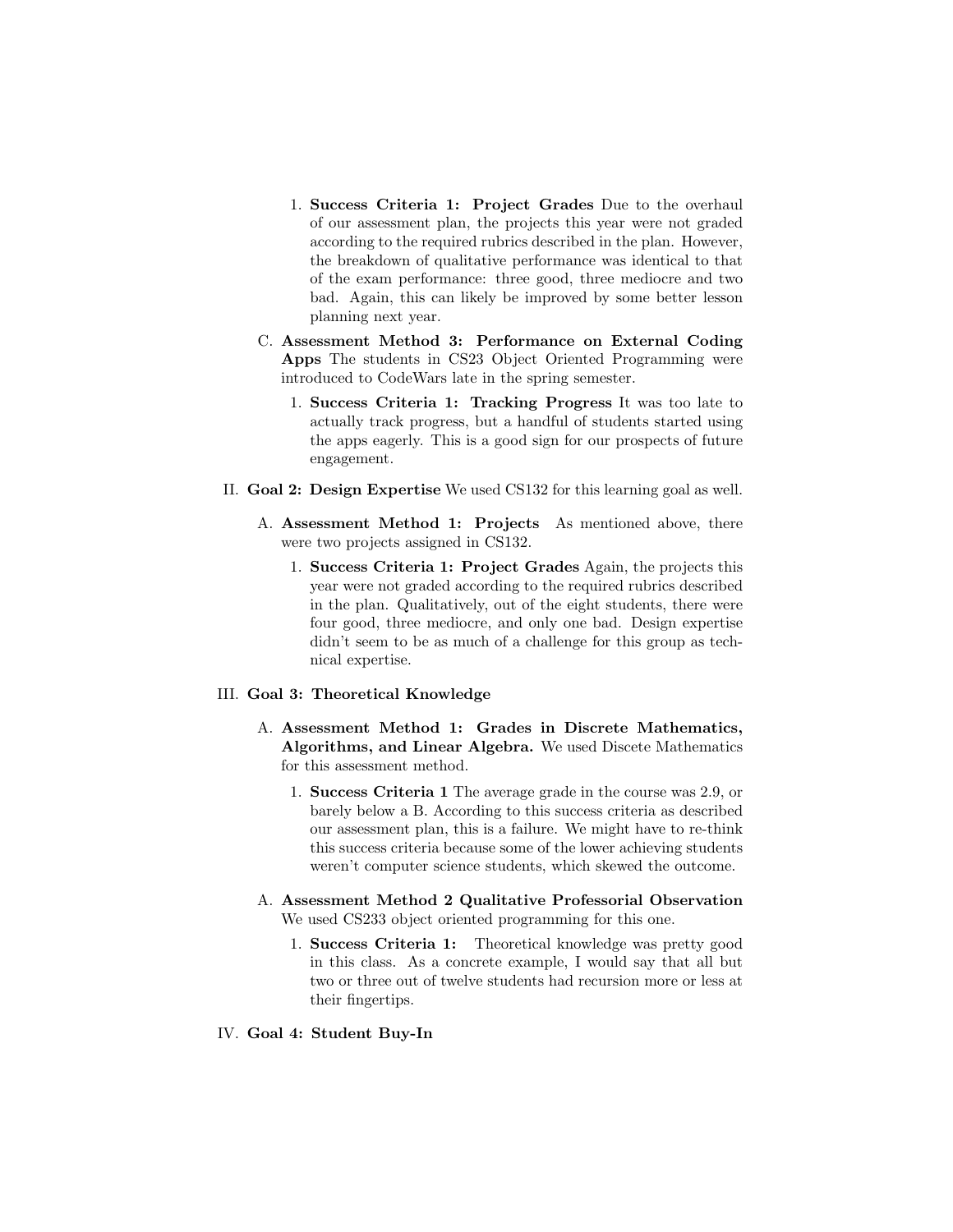1. **Success Criteria 1: Project Grades** Due to the overhaul of our assessment plan, the projects this year were not graded according to the required rubrics described in the plan. However, the breakdown of qualitative performance was identical to that of the exam performance: three good, three mediocre and two bad. Again, this can likely be improved by some better lesson planning next year.

C. **Assessment Method 3: Performance on External Coding Apps** The students in CS23 Object Oriented Programming were introduced to CodeWars late in the spring semester.

1. **Success Criteria 1: Tracking Progress** It was too late to actually track progress, but a handful of students started using the apps eagerly. This is a good sign for our prospects of future engagement.

II. **Goal 2: Design Expertise** We used CS132 for this learning goal as well.

A. **Assessment Method 1: Projects** As mentioned above, there were two projects assigned in CS132.

1. **Success Criteria 1: Project Grades** Again, the projects this year were not graded according to the required rubrics described in the plan. Qualitatively, out of the eight students, there were four good, three mediocre, and only one bad. Design expertise didn't seem to be as much of a challenge for this group as technical expertise.

III. **Goal 3: Theoretical Knowledge**

A. **Assessment Method 1: Grades in Discrete Mathematics, Algorithms, and Linear Algebra.** We used Discete Mathematics for this assessment method.

1. **Success Criteria 1** The average grade in the course was 2.9, or barely below a B. According to this success criteria as described our assessment plan, this is a failure. We might have to re-think this success criteria because some of the lower achieving students weren't computer science students, which skewed the outcome.

A. **Assessment Method 2 Qualitative Professorial Observation** We used CS233 object oriented programming for this one.

1. **Success Criteria 1:** Theoretical knowledge was pretty good in this class. As a concrete example, I would say that all but two or three out of twelve students had recursion more or less at their fingertips.

IV. **Goal 4: Student Buy-In**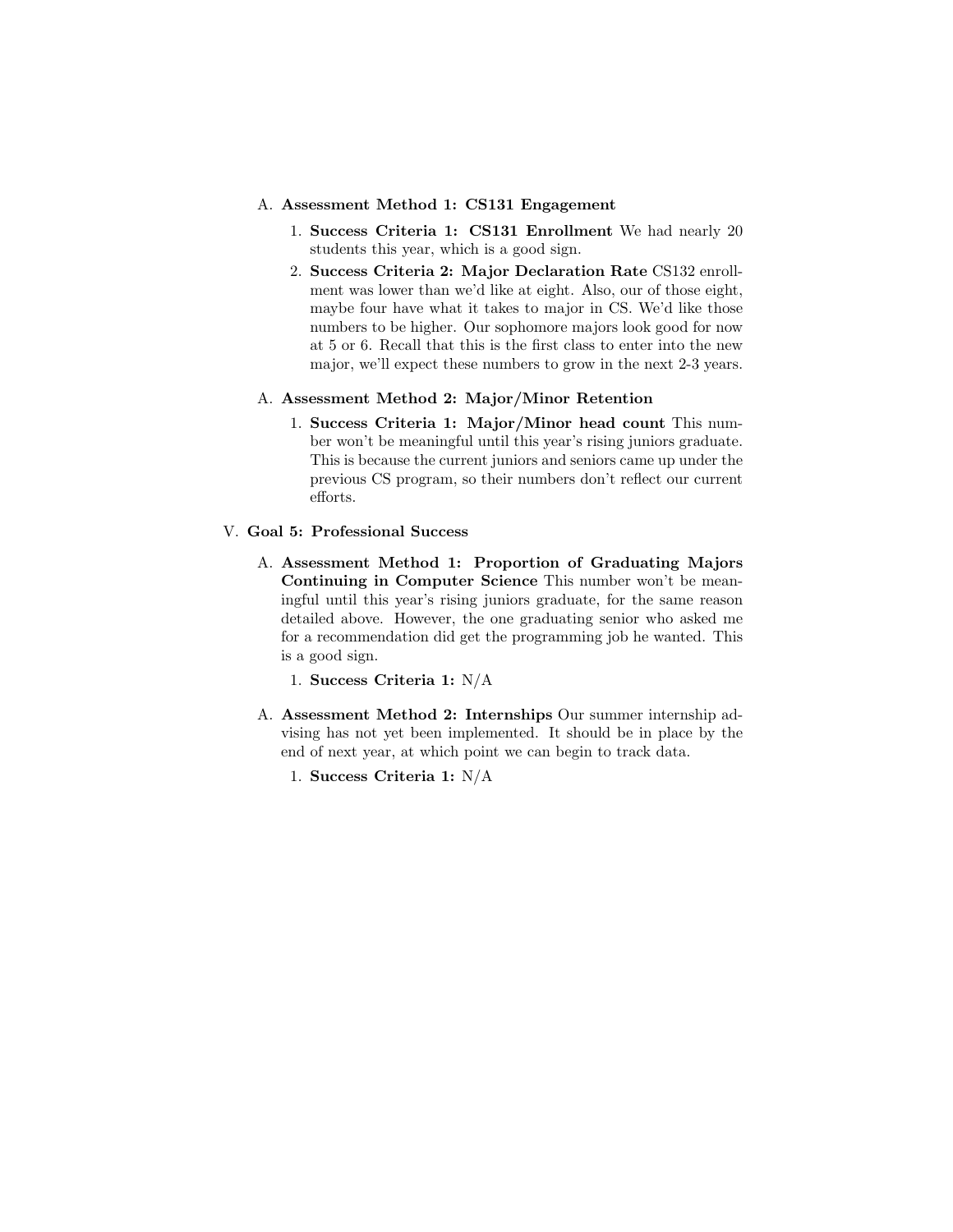A. **Assessment Method 1: CS131 Engagement**

   1. **Success Criteria 1: CS131 Enrollment** We had nearly 20 students this year, which is a good sign.
   2. **Success Criteria 2: Major Declaration Rate** CS132 enrollment was lower than we'd like at eight. Also, our of those eight, maybe four have what it takes to major in CS. We'd like those numbers to be higher. Our sophomore majors look good for now at 5 or 6. Recall that this is the first class to enter into the new major, we'll expect these numbers to grow in the next 2-3 years.

A. **Assessment Method 2: Major/Minor Retention**

   1. **Success Criteria 1: Major/Minor head count** This number won't be meaningful until this year's rising juniors graduate. This is because the current juniors and seniors came up under the previous CS program, so their numbers don't reflect our current efforts.

V. **Goal 5: Professional Success**

A. **Assessment Method 1: Proportion of Graduating Majors Continuing in Computer Science** This number won't be meaningful until this year's rising juniors graduate, for the same reason detailed above. However, the one graduating senior who asked me for a recommendation did get the programming job he wanted. This is a good sign.

   1. **Success Criteria 1:** N/A

A. **Assessment Method 2: Internships** Our summer internship advising has not yet been implemented. It should be in place by the end of next year, at which point we can begin to track data.

   1. **Success Criteria 1:** N/A